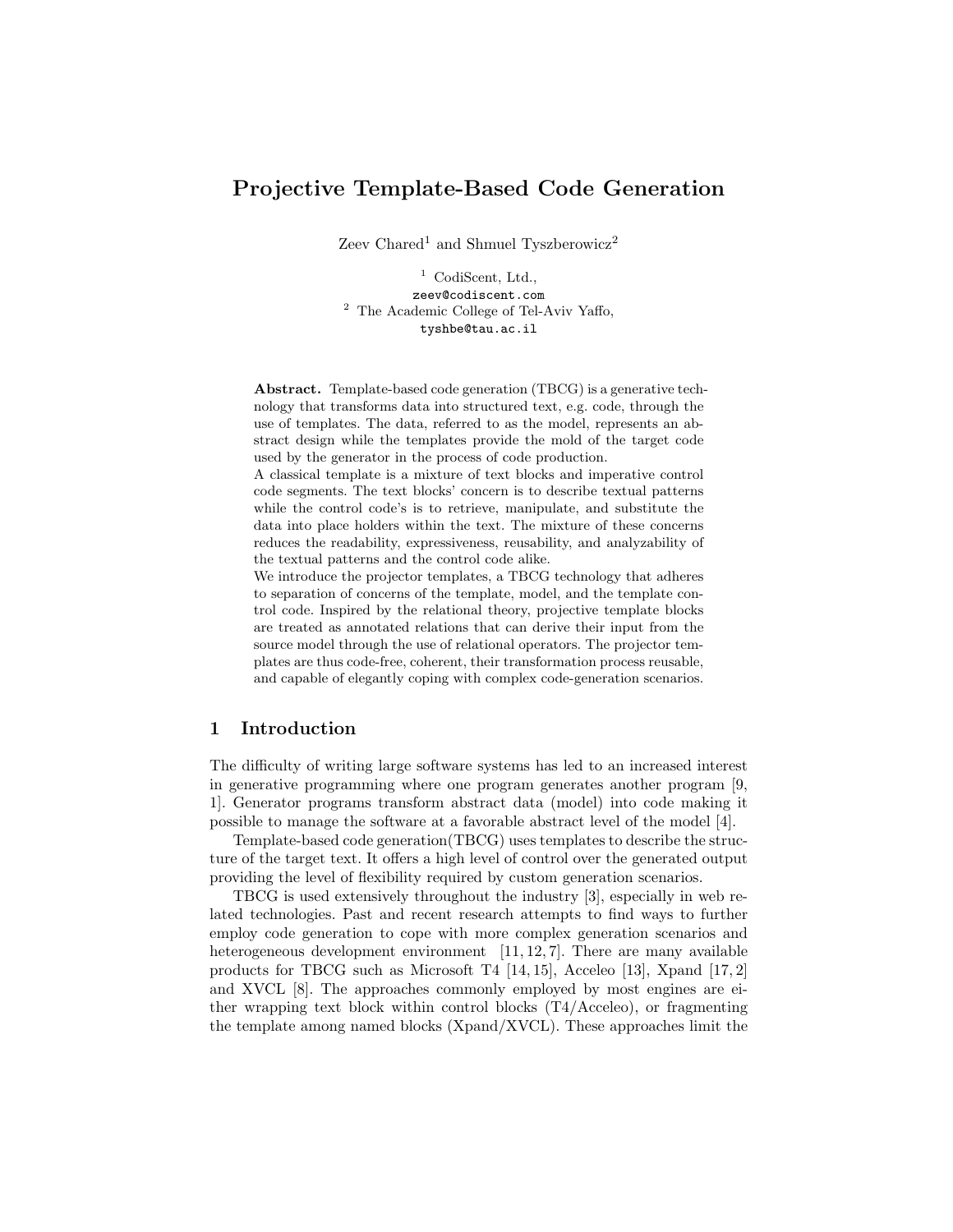# Projective Template-Based Code Generation

Zeev Chared[1] and Shmuel Tyszberowicz[2]

[1] CodiScent, Ltd.,
zeev@codiscent.com
[2] The Academic College of Tel-Aviv Yaffo,
tyshbe@tau.ac.il

**Abstract.** Template-based code generation (TBCG) is a generative technology that transforms data into structured text, e.g. code, through the use of templates. The data, referred to as the model, represents an abstract design while the templates provide the mold of the target code used by the generator in the process of code production.
A classical template is a mixture of text blocks and imperative control code segments. The text blocks' concern is to describe textual patterns while the control code's is to retrieve, manipulate, and substitute the data into place holders within the text. The mixture of these concerns reduces the readability, expressiveness, reusability, and analyzability of the textual patterns and the control code alike.
We introduce the projector templates, a TBCG technology that adheres to separation of concerns of the template, model, and the template control code. Inspired by the relational theory, projective template blocks are treated as annotated relations that can derive their input from the source model through the use of relational operators. The projector templates are thus code-free, coherent, their transformation process reusable, and capable of elegantly coping with complex code-generation scenarios.

## 1 Introduction

The difficulty of writing large software systems has led to an increased interest in generative programming where one program generates another program [9, 1]. Generator programs transform abstract data (model) into code making it possible to manage the software at a favorable abstract level of the model [4].

Template-based code generation(TBCG) uses templates to describe the structure of the target text. It offers a high level of control over the generated output providing the level of flexibility required by custom generation scenarios.

TBCG is used extensively throughout the industry [3], especially in web related technologies. Past and recent research attempts to find ways to further employ code generation to cope with more complex generation scenarios and heterogeneous development environment [11, 12, 7]. There are many available products for TBCG such as Microsoft T4 [14, 15], Acceleo [13], Xpand [17, 2] and XVCL [8]. The approaches commonly employed by most engines are either wrapping text block within control blocks (T4/Acceleo), or fragmenting the template among named blocks (Xpand/XVCL). These approaches limit the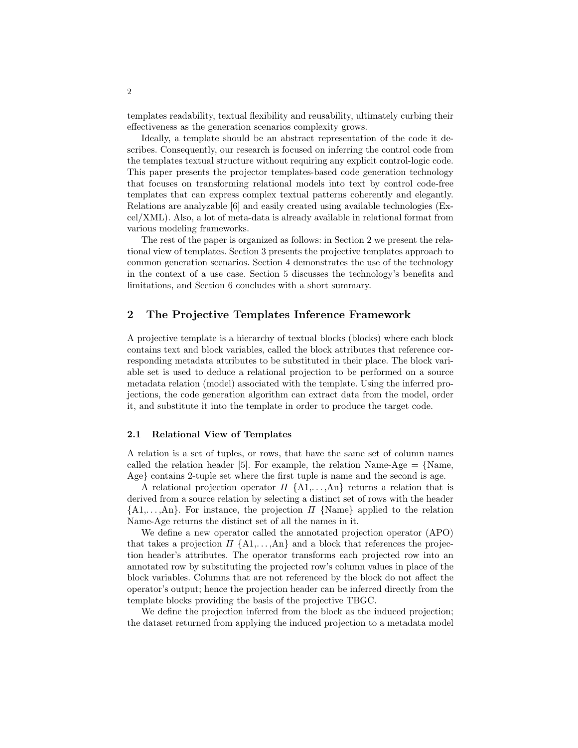templates readability, textual flexibility and reusability, ultimately curbing their effectiveness as the generation scenarios complexity grows.

Ideally, a template should be an abstract representation of the code it describes. Consequently, our research is focused on inferring the control code from the templates textual structure without requiring any explicit control-logic code. This paper presents the projector templates-based code generation technology that focuses on transforming relational models into text by control code-free templates that can express complex textual patterns coherently and elegantly. Relations are analyzable [6] and easily created using available technologies (Excel/XML). Also, a lot of meta-data is already available in relational format from various modeling frameworks.

The rest of the paper is organized as follows: in Section 2 we present the relational view of templates. Section 3 presents the projective templates approach to common generation scenarios. Section 4 demonstrates the use of the technology in the context of a use case. Section 5 discusses the technology's benefits and limitations, and Section 6 concludes with a short summary.

## 2 The Projective Templates Inference Framework

A projective template is a hierarchy of textual blocks (blocks) where each block contains text and block variables, called the block attributes that reference corresponding metadata attributes to be substituted in their place. The block variable set is used to deduce a relational projection to be performed on a source metadata relation (model) associated with the template. Using the inferred projections, the code generation algorithm can extract data from the model, order it, and substitute it into the template in order to produce the target code.

### 2.1 Relational View of Templates

A relation is a set of tuples, or rows, that have the same set of column names called the relation header [5]. For example, the relation Name-Age = {Name, Age} contains 2-tuple set where the first tuple is name and the second is age.

A relational projection operator $\Pi$ {A1,. . . ,An} returns a relation that is derived from a source relation by selecting a distinct set of rows with the header {A1,. . . ,An}. For instance, the projection $\Pi$ {Name} applied to the relation Name-Age returns the distinct set of all the names in it.

We define a new operator called the annotated projection operator (APO) that takes a projection $\Pi$ {A1,. . . ,An} and a block that references the projection header's attributes. The operator transforms each projected row into an annotated row by substituting the projected row's column values in place of the block variables. Columns that are not referenced by the block do not affect the operator's output; hence the projection header can be inferred directly from the template blocks providing the basis of the projective TBGC.

We define the projection inferred from the block as the induced projection; the dataset returned from applying the induced projection to a metadata model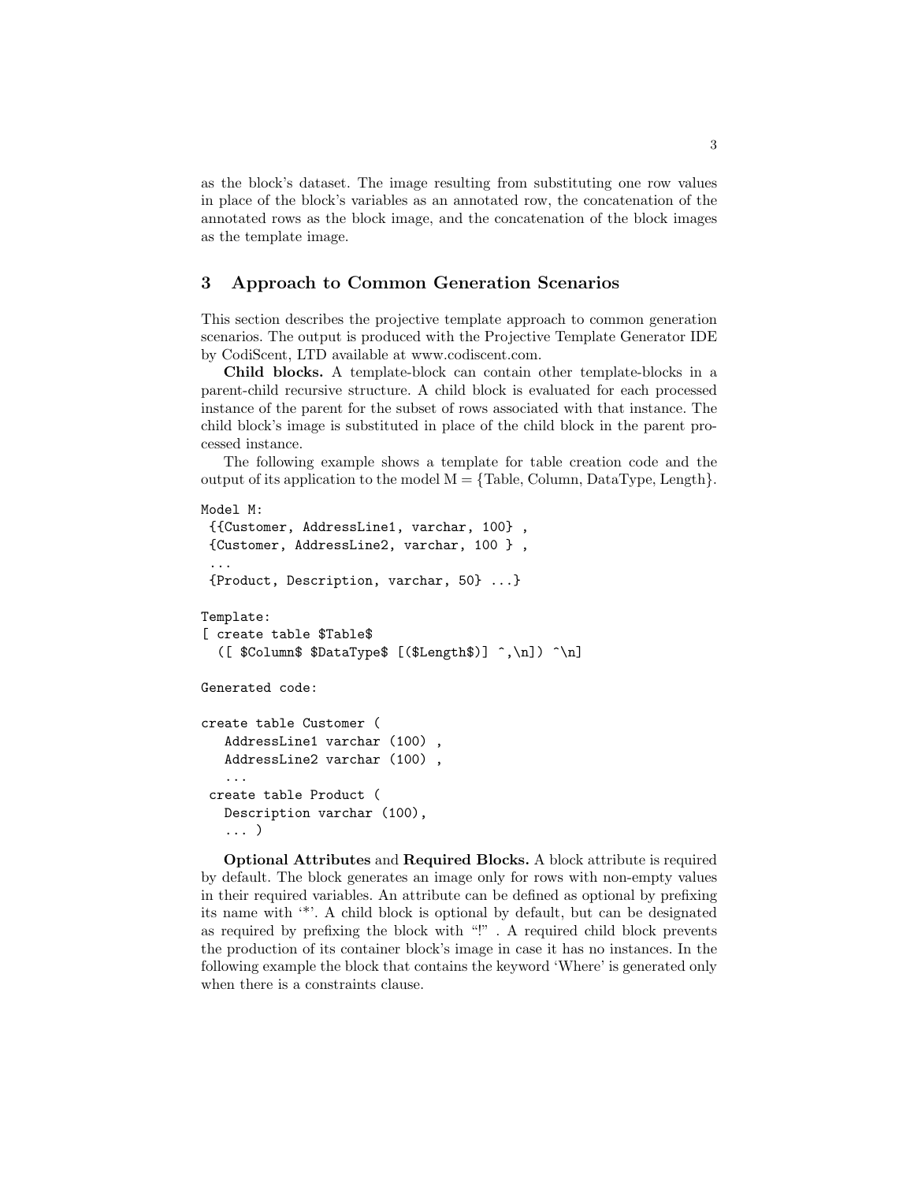as the block's dataset. The image resulting from substituting one row values in place of the block's variables as an annotated row, the concatenation of the annotated rows as the block image, and the concatenation of the block images as the template image.

## 3 Approach to Common Generation Scenarios

This section describes the projective template approach to common generation scenarios. The output is produced with the Projective Template Generator IDE by CodiScent, LTD available at www.codiscent.com.

**Child blocks.** A template-block can contain other template-blocks in a parent-child recursive structure. A child block is evaluated for each processed instance of the parent for the subset of rows associated with that instance. The child block's image is substituted in place of the child block in the parent processed instance.

The following example shows a template for table creation code and the output of its application to the model M = {Table, Column, DataType, Length}.

```
Model M:
 {{Customer, AddressLine1, varchar, 100} ,
 {Customer, AddressLine2, varchar, 100 } ,
 ...
 {Product, Description, varchar, 50} ...}

Template:
[ create table $Table$
  ([ $Column$ $DataType$ [($Length$)] ^,\n]) ^\n]

Generated code:

create table Customer (
   AddressLine1 varchar (100) ,
   AddressLine2 varchar (100) ,
   ...
 create table Product (
   Description varchar (100),
   ... )
```

**Optional Attributes** and **Required Blocks.** A block attribute is required by default. The block generates an image only for rows with non-empty values in their required variables. An attribute can be defined as optional by prefixing its name with '*'. A child block is optional by default, but can be designated as required by prefixing the block with "!" . A required child block prevents the production of its container block's image in case it has no instances. In the following example the block that contains the keyword 'Where' is generated only when there is a constraints clause.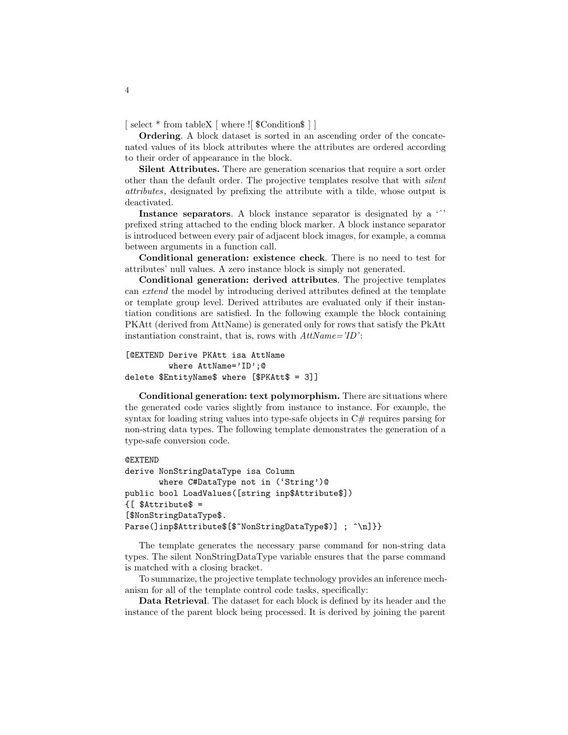[ select * from tableX [ where ![ $Condition$ ] ]

**Ordering**. A block dataset is sorted in an ascending order of the concatenated values of its block attributes where the attributes are ordered according to their order of appearance in the block.

**Silent Attributes.** There are generation scenarios that require a sort order other than the default order. The projective templates resolve that with *silent attributes,* designated by prefixing the attribute with a tilde, whose output is deactivated.

**Instance separators**. A block instance separator is designated by a '^' prefixed string attached to the ending block marker. A block instance separator is introduced between every pair of adjacent block images, for example, a comma between arguments in a function call.

**Conditional generation: existence check**. There is no need to test for attributes' null values. A zero instance block is simply not generated.

**Conditional generation: derived attributes**. The projective templates can *extend* the model by introducing derived attributes defined at the template or template group level. Derived attributes are evaluated only if their instantiation conditions are satisfied. In the following example the block containing PKAtt (derived from AttName) is generated only for rows that satisfy the PkAtt instantiation constraint, that is, rows with *AttName='ID'*:

```
[@EXTEND Derive PKAtt isa AttName
         where AttName='ID';@
delete $EntityName$ where [$PKAtt$ = 3]]
```

**Conditional generation: text polymorphism.** There are situations where the generated code varies slightly from instance to instance. For example, the syntax for loading string values into type-safe objects in C# requires parsing for non-string data types. The following template demonstrates the generation of a type-safe conversion code.

```
@EXTEND
derive NonStringDataType isa Column
       where C#DataType not in ('String')@
public bool LoadValues([string inp$Attribute$])
{[ $Attribute$ =
[$NonStringDataType$.
Parse(]inp$Attribute$[$~NonStringDataType$)] ; ^\n]}}
```

The template generates the necessary parse command for non-string data types. The silent NonStringDataType variable ensures that the parse command is matched with a closing bracket.

To summarize, the projective template technology provides an inference mechanism for all of the template control code tasks, specifically:

**Data Retrieval**. The dataset for each block is defined by its header and the instance of the parent block being processed. It is derived by joining the parent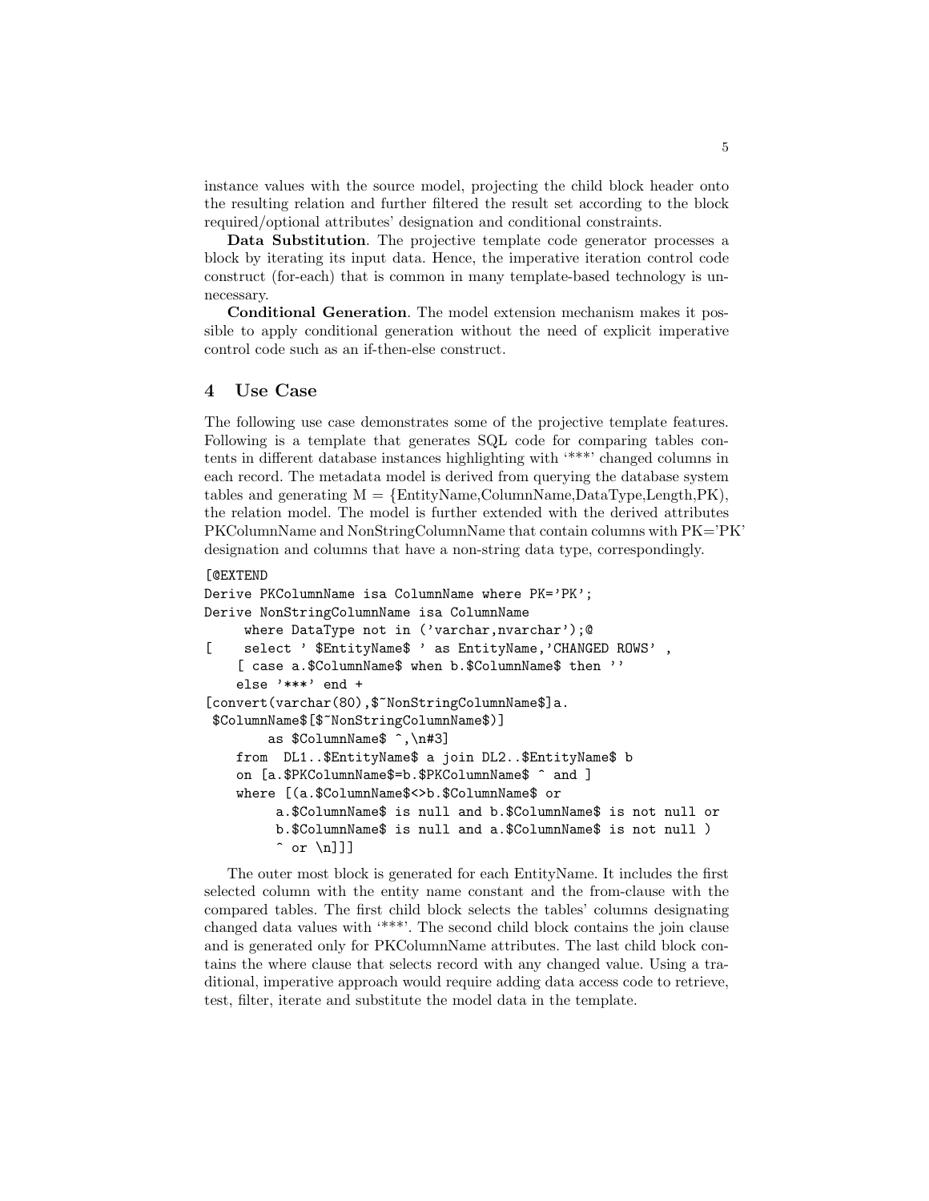instance values with the source model, projecting the child block header onto the resulting relation and further filtered the result set according to the block required/optional attributes' designation and conditional constraints.

**Data Substitution**. The projective template code generator processes a block by iterating its input data. Hence, the imperative iteration control code construct (for-each) that is common in many template-based technology is unnecessary.

**Conditional Generation**. The model extension mechanism makes it possible to apply conditional generation without the need of explicit imperative control code such as an if-then-else construct.

## 4 Use Case

The following use case demonstrates some of the projective template features. Following is a template that generates SQL code for comparing tables contents in different database instances highlighting with '***' changed columns in each record. The metadata model is derived from querying the database system tables and generating M = {EntityName,ColumnName,DataType,Length,PK}, the relation model. The model is further extended with the derived attributes PKColumnName and NonStringColumnName that contain columns with PK='PK' designation and columns that have a non-string data type, correspondingly.

```
[@EXTEND
Derive PKColumnName isa ColumnName where PK='PK';
Derive NonStringColumnName isa ColumnName
     where DataType not in ('varchar,nvarchar');@
[    select ' $EntityName$ ' as EntityName,'CHANGED ROWS' ,
    [ case a.$ColumnName$ when b.$ColumnName$ then ''
    else '***' end +
[convert(varchar(80),$~NonStringColumnName$]a.
 $ColumnName$[$~NonStringColumnName$)]
        as $ColumnName$ ^,\n#3]
    from  DL1..$EntityName$ a join DL2..$EntityName$ b
    on [a.$PKColumnName$=b.$PKColumnName$ ^ and ]
    where [(a.$ColumnName$<>b.$ColumnName$ or
         a.$ColumnName$ is null and b.$ColumnName$ is not null or
         b.$ColumnName$ is null and a.$ColumnName$ is not null )
         ^ or \n]]]
```

The outer most block is generated for each EntityName. It includes the first selected column with the entity name constant and the from-clause with the compared tables. The first child block selects the tables' columns designating changed data values with '***'. The second child block contains the join clause and is generated only for PKColumnName attributes. The last child block contains the where clause that selects record with any changed value. Using a traditional, imperative approach would require adding data access code to retrieve, test, filter, iterate and substitute the model data in the template.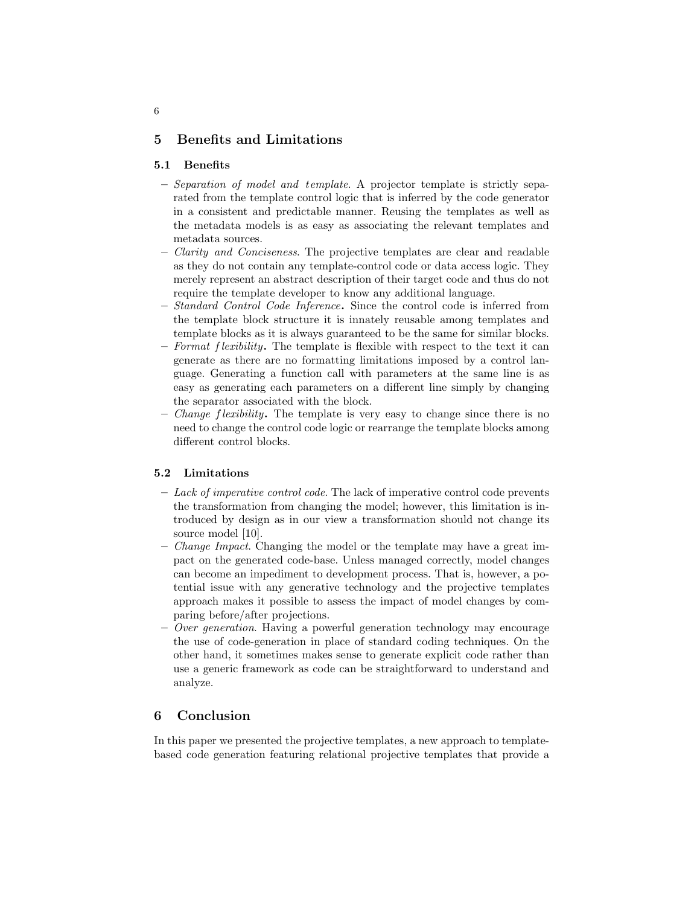## 5 Benefits and Limitations

### 5.1 Benefits

- *Separation of model and template*. A projector template is strictly separated from the template control logic that is inferred by the code generator in a consistent and predictable manner. Reusing the templates as well as the metadata models is as easy as associating the relevant templates and metadata sources.
- *Clarity and Conciseness*. The projective templates are clear and readable as they do not contain any template-control code or data access logic. They merely represent an abstract description of their target code and thus do not require the template developer to know any additional language.
- *Standard Control Code Inference***.** Since the control code is inferred from the template block structure it is innately reusable among templates and template blocks as it is always guaranteed to be the same for similar blocks.
- *Format flexibility***.** The template is flexible with respect to the text it can generate as there are no formatting limitations imposed by a control language. Generating a function call with parameters at the same line is as easy as generating each parameters on a different line simply by changing the separator associated with the block.
- *Change flexibility***.** The template is very easy to change since there is no need to change the control code logic or rearrange the template blocks among different control blocks.

### 5.2 Limitations

- *Lack of imperative control code*. The lack of imperative control code prevents the transformation from changing the model; however, this limitation is introduced by design as in our view a transformation should not change its source model [10].
- *Change Impact*. Changing the model or the template may have a great impact on the generated code-base. Unless managed correctly, model changes can become an impediment to development process. That is, however, a potential issue with any generative technology and the projective templates approach makes it possible to assess the impact of model changes by comparing before/after projections.
- *Over generation*. Having a powerful generation technology may encourage the use of code-generation in place of standard coding techniques. On the other hand, it sometimes makes sense to generate explicit code rather than use a generic framework as code can be straightforward to understand and analyze.

## 6 Conclusion

In this paper we presented the projective templates, a new approach to template-based code generation featuring relational projective templates that provide a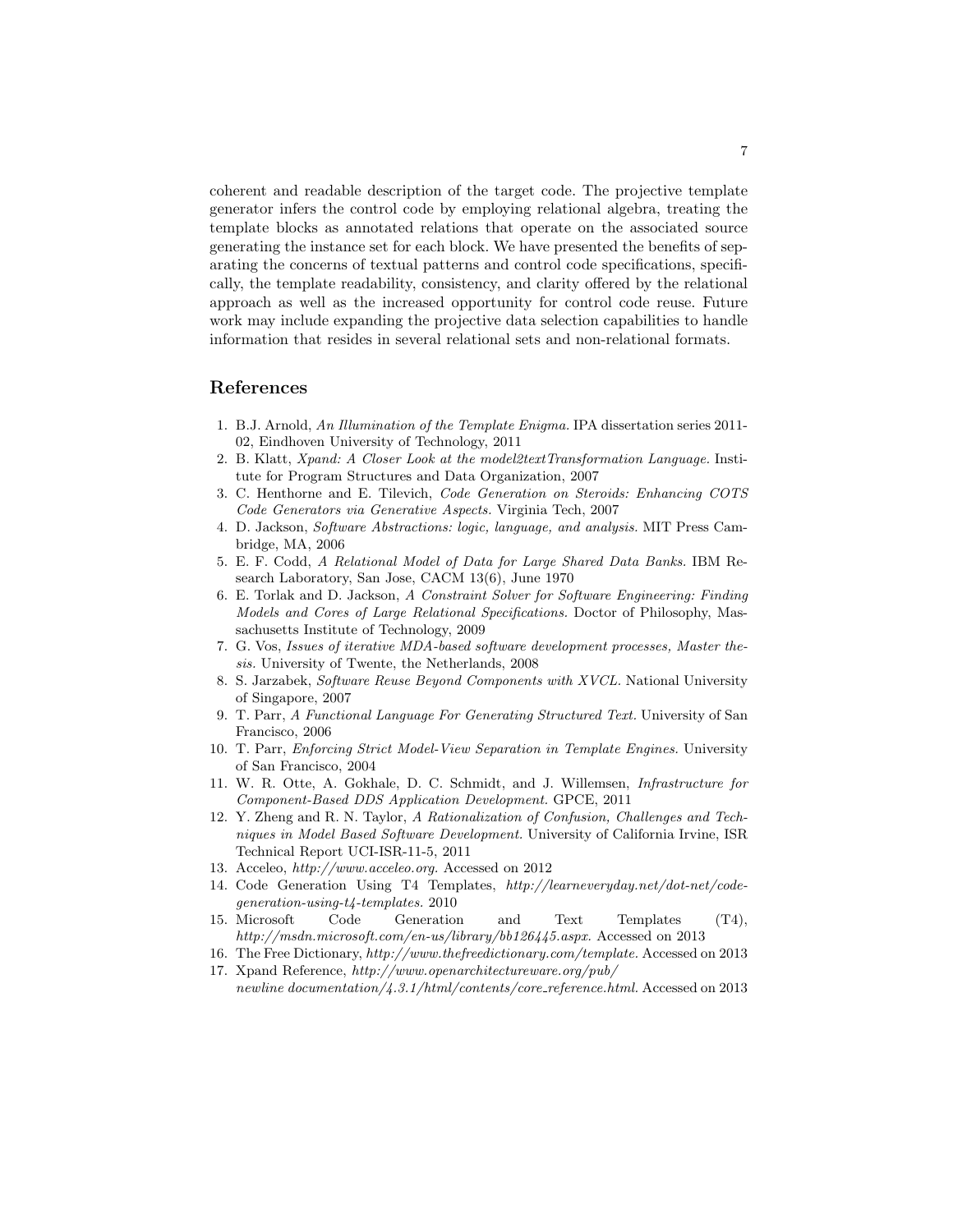coherent and readable description of the target code. The projective template generator infers the control code by employing relational algebra, treating the template blocks as annotated relations that operate on the associated source generating the instance set for each block. We have presented the benefits of separating the concerns of textual patterns and control code specifications, specifically, the template readability, consistency, and clarity offered by the relational approach as well as the increased opportunity for control code reuse. Future work may include expanding the projective data selection capabilities to handle information that resides in several relational sets and non-relational formats.

## References

1. B.J. Arnold, *An Illumination of the Template Enigma.* IPA dissertation series 2011-02, Eindhoven University of Technology, 2011
2. B. Klatt, *Xpand: A Closer Look at the model2textTransformation Language.* Institute for Program Structures and Data Organization, 2007
3. C. Henthorne and E. Tilevich, *Code Generation on Steroids: Enhancing COTS Code Generators via Generative Aspects.* Virginia Tech, 2007
4. D. Jackson, *Software Abstractions: logic, language, and analysis.* MIT Press Cambridge, MA, 2006
5. E. F. Codd, *A Relational Model of Data for Large Shared Data Banks.* IBM Research Laboratory, San Jose, CACM 13(6), June 1970
6. E. Torlak and D. Jackson, *A Constraint Solver for Software Engineering: Finding Models and Cores of Large Relational Specifications.* Doctor of Philosophy, Massachusetts Institute of Technology, 2009
7. G. Vos, *Issues of iterative MDA-based software development processes, Master thesis.* University of Twente, the Netherlands, 2008
8. S. Jarzabek, *Software Reuse Beyond Components with XVCL.* National University of Singapore, 2007
9. T. Parr, *A Functional Language For Generating Structured Text.* University of San Francisco, 2006
10. T. Parr, *Enforcing Strict Model-View Separation in Template Engines.* University of San Francisco, 2004
11. W. R. Otte, A. Gokhale, D. C. Schmidt, and J. Willemsen, *Infrastructure for Component-Based DDS Application Development.* GPCE, 2011
12. Y. Zheng and R. N. Taylor, *A Rationalization of Confusion, Challenges and Techniques in Model Based Software Development.* University of California Irvine, ISR Technical Report UCI-ISR-11-5, 2011
13. Acceleo, *http://www.acceleo.org.* Accessed on 2012
14. Code Generation Using T4 Templates, *http://learneveryday.net/dot-net/code-generation-using-t4-templates.* 2010
15. Microsoft Code Generation and Text Templates (T4), *http://msdn.microsoft.com/en-us/library/bb126445.aspx.* Accessed on 2013
16. The Free Dictionary, *http://www.thefreedictionary.com/template.* Accessed on 2013
17. Xpand Reference, *http://www.openarchitectureware.org/pub/ newline documentation/4.3.1/html/contents/core_reference.html.* Accessed on 2013